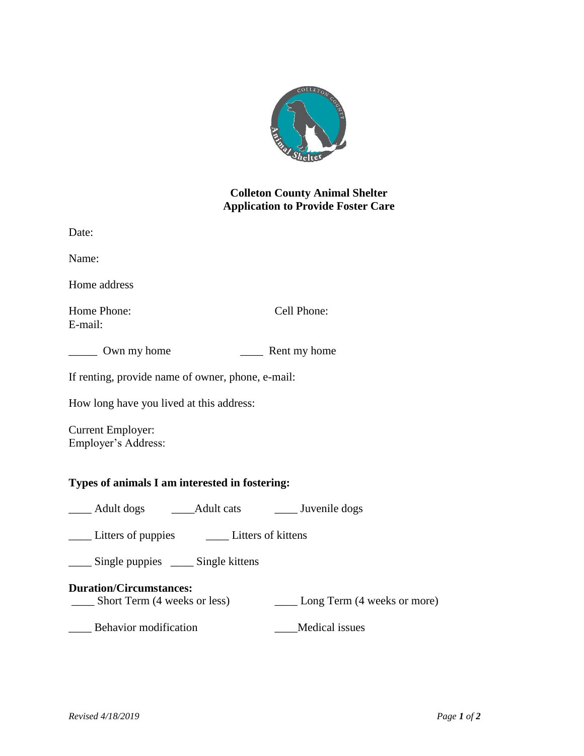**Colleton County Animal Shelter**
**Application to Provide Foster Care**

Date:

Name:

Home address

Home Phone: Cell Phone:
E-mail:

_____ Own my home ____ Rent my home

If renting, provide name of owner, phone, e-mail:

How long have you lived at this address:

Current Employer:
Employer's Address:

**Types of animals I am interested in fostering:**

____ Adult dogs ____Adult cats ____ Juvenile dogs

____ Litters of puppies ____ Litters of kittens

____ Single puppies ____ Single kittens

**Duration/Circumstances:**
____ Short Term (4 weeks or less) ____ Long Term (4 weeks or more)

____ Behavior modification ____Medical issues

*Revised 4/18/2019*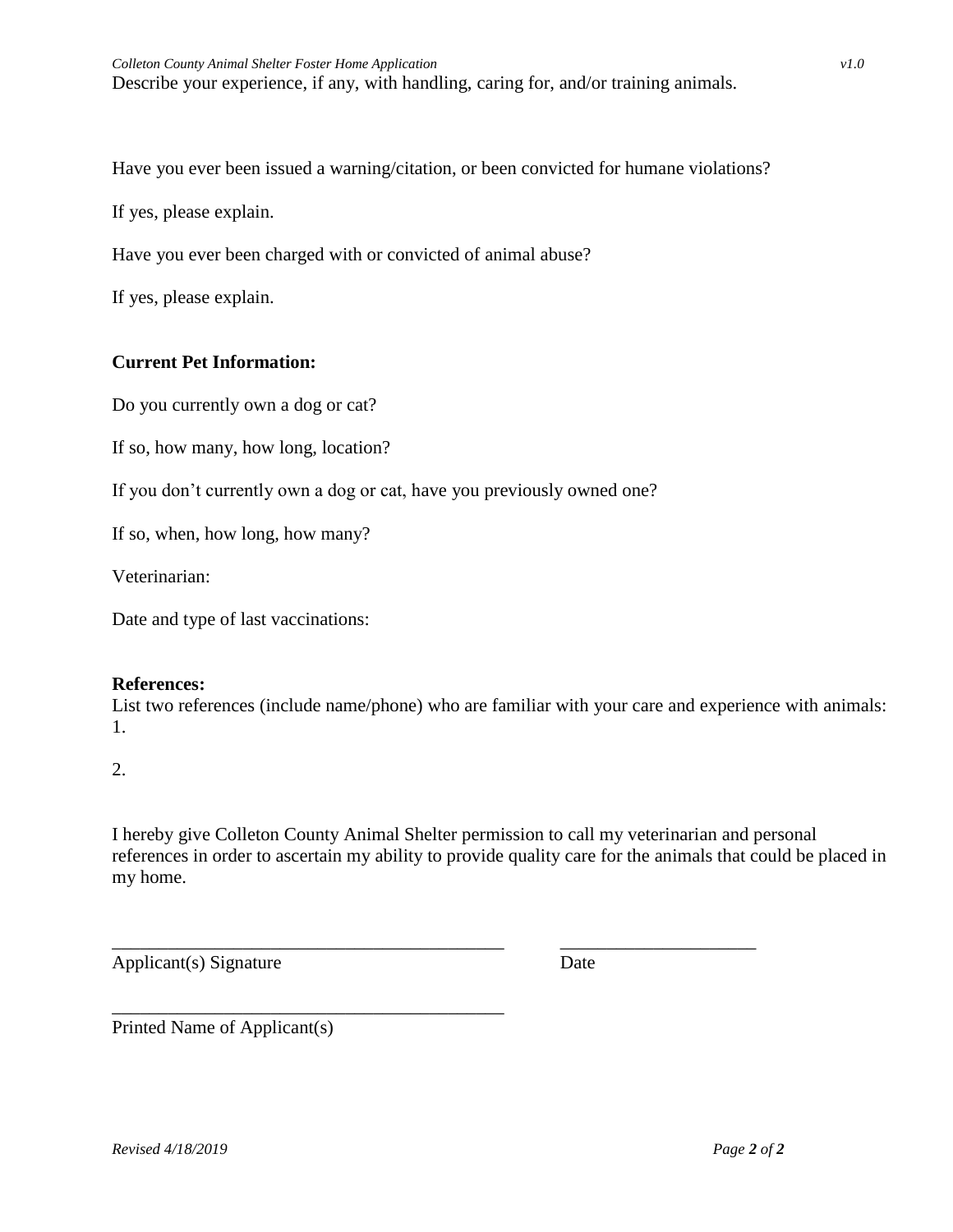Describe your experience, if any, with handling, caring for, and/or training animals.

Have you ever been issued a warning/citation, or been convicted for humane violations?

If yes, please explain.

Have you ever been charged with or convicted of animal abuse?

If yes, please explain.

**Current Pet Information:**

Do you currently own a dog or cat?

If so, how many, how long, location?

If you don't currently own a dog or cat, have you previously owned one?

If so, when, how long, how many?

Veterinarian:

Date and type of last vaccinations:

**References:**

List two references (include name/phone) who are familiar with your care and experience with animals:

1.

2.

I hereby give Colleton County Animal Shelter permission to call my veterinarian and personal references in order to ascertain my ability to provide quality care for the animals that could be placed in my home.

\_\_\_\_\_\_\_\_\_\_\_\_\_\_\_\_\_\_\_\_\_\_\_\_\_\_\_\_\_\_\_\_\_\_\_\_\_\_\_\_\_\_\_\_ \_\_\_\_\_\_\_\_\_\_\_\_\_\_\_\_\_\_\_\_\_\_

Applicant(s) Signature Date

\_\_\_\_\_\_\_\_\_\_\_\_\_\_\_\_\_\_\_\_\_\_\_\_\_\_\_\_\_\_\_\_\_\_\_\_\_\_\_\_\_\_\_\_

Printed Name of Applicant(s)

*Revised 4/18/2019*